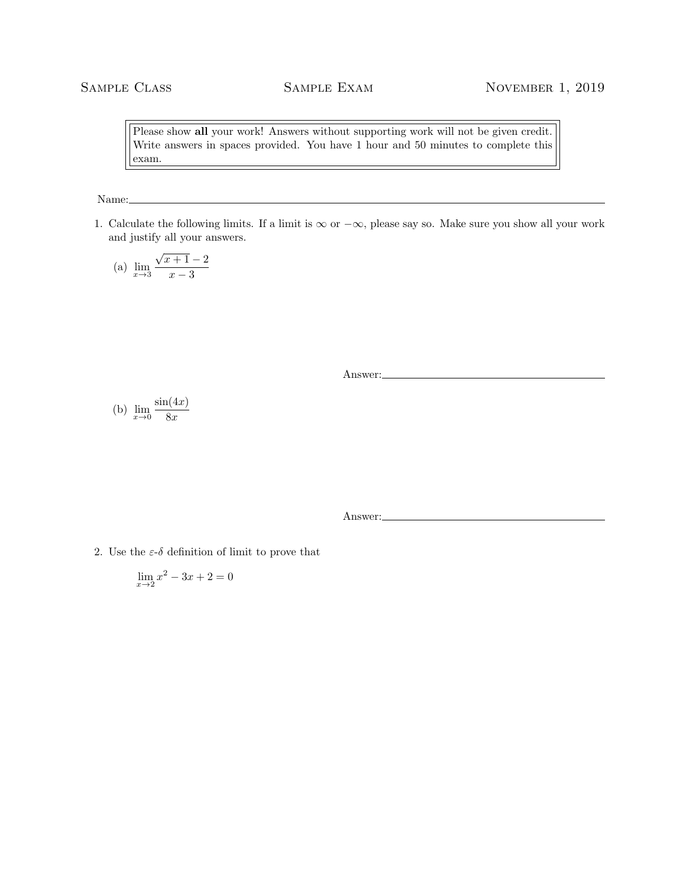Sample Class | Sample Exam | November 1, 2019

> Please show **all** your work! Answers without supporting work will not be given credit. Write answers in spaces provided. You have 1 hour and 50 minutes to complete this exam.

Name: ____________________

1. Calculate the following limits. If a limit is $\infty$ or $-\infty$, please say so. Make sure you show all your work and justify all your answers.

   (a) $\displaystyle\lim_{x\to 3} \frac{\sqrt{x+1}-2}{x-3}$

   Answer: ____________________

   (b) $\displaystyle\lim_{x\to 0} \frac{\sin(4x)}{8x}$

   Answer: ____________________

2. Use the $\varepsilon$-$\delta$ definition of limit to prove that

$$\lim_{x\to 2} x^2 - 3x + 2 = 0$$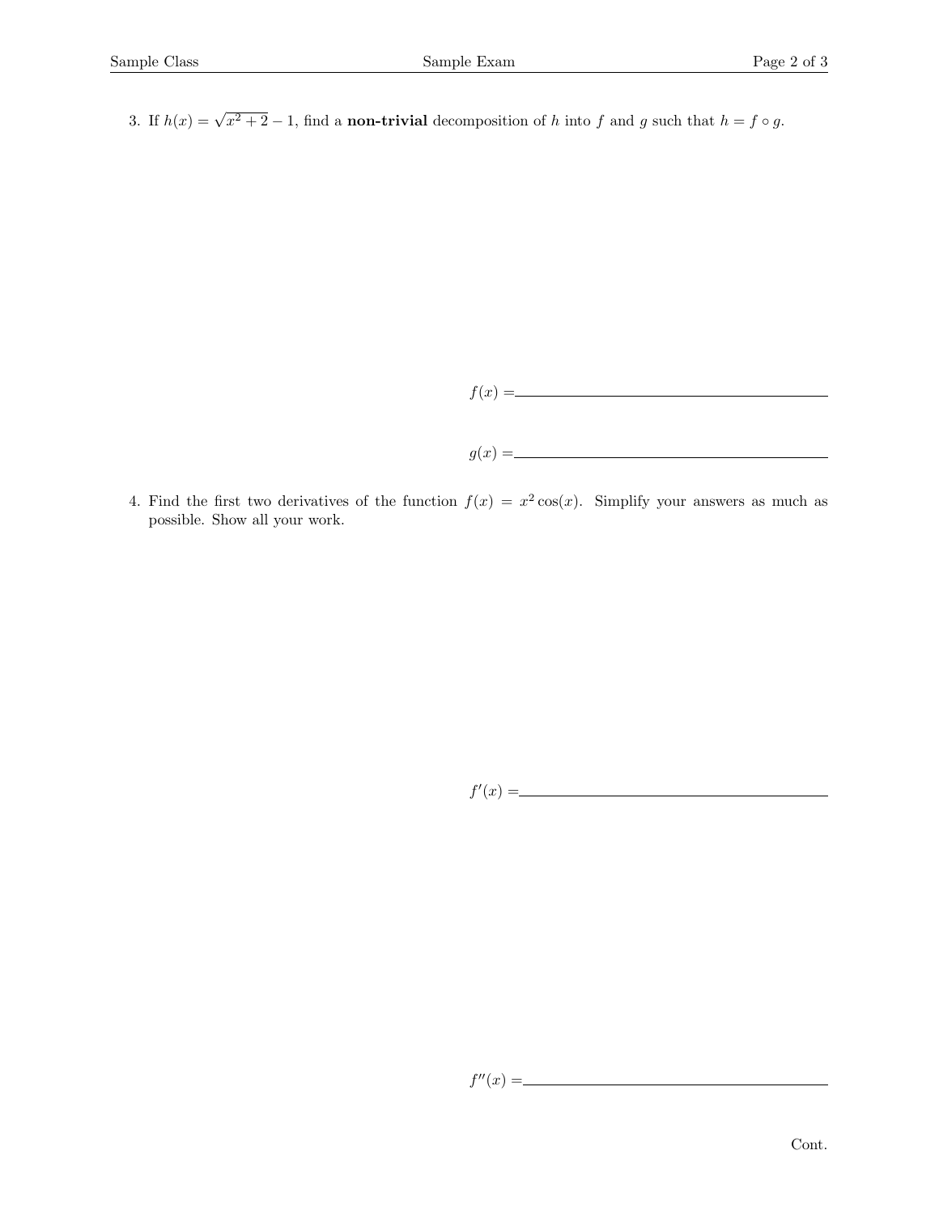3. If $h(x) = \sqrt{x^2 + 2} - 1$, find a **non-trivial** decomposition of $h$ into $f$ and $g$ such that $h = f \circ g$.

$f(x) =$ ______________________________

$g(x) =$ ______________________________

4. Find the first two derivatives of the function $f(x) = x^2 \cos(x)$. Simplify your answers as much as possible. Show all your work.

$f'(x) =$ ______________________________

$f''(x) =$ ______________________________

Cont.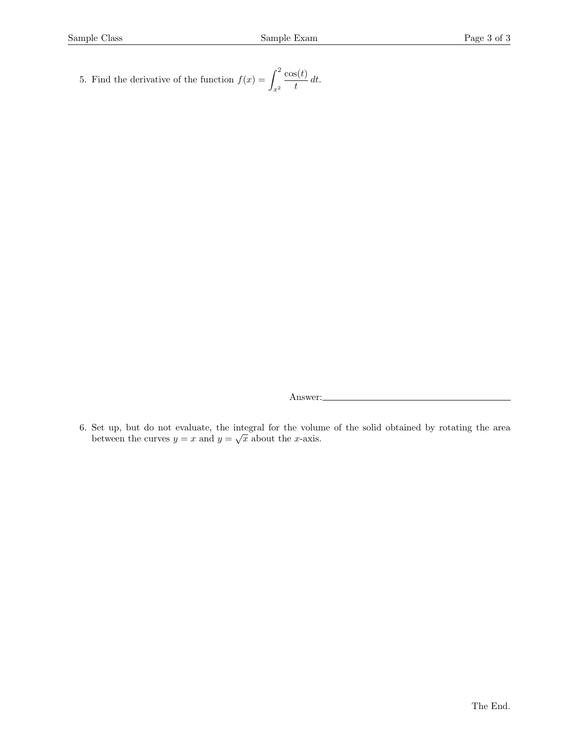5. Find the derivative of the function $f(x) = \int_{x^2}^{2} \frac{\cos(t)}{t} \, dt$.

Answer:\_\_\_\_\_\_\_\_\_\_\_\_\_\_\_\_\_\_\_\_\_\_\_\_\_\_\_\_\_\_\_\_\_\_\_\_\_\_\_\_

6. Set up, but do not evaluate, the integral for the volume of the solid obtained by rotating the area between the curves $y = x$ and $y = \sqrt{x}$ about the $x$-axis.

The End.